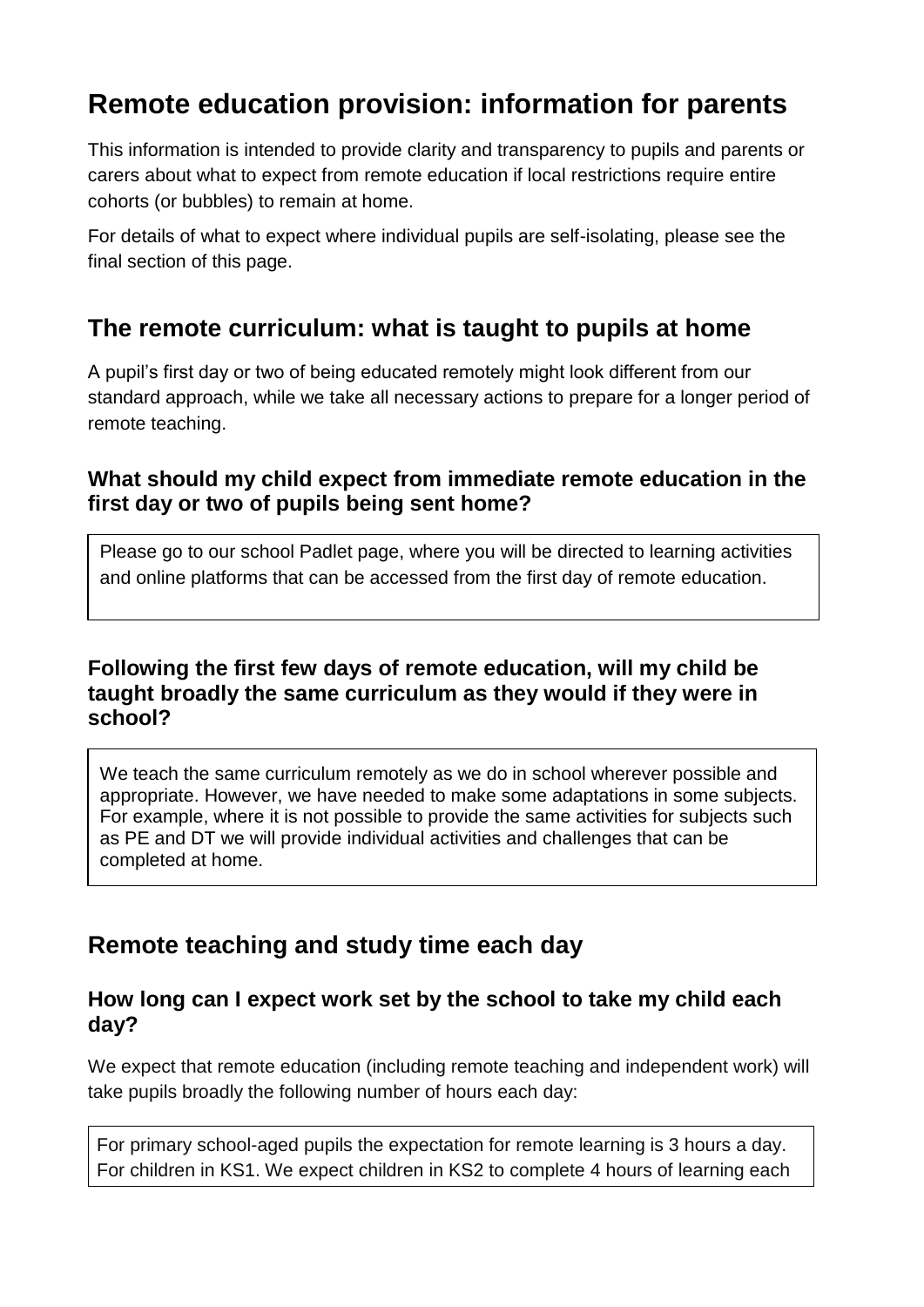# Remote education provision: information for parents

This information is intended to provide clarity and transparency to pupils and parents or carers about what to expect from remote education if local restrictions require entire cohorts (or bubbles) to remain at home.

For details of what to expect where individual pupils are self-isolating, please see the final section of this page.

## The remote curriculum: what is taught to pupils at home

A pupil's first day or two of being educated remotely might look different from our standard approach, while we take all necessary actions to prepare for a longer period of remote teaching.

### What should my child expect from immediate remote education in the first day or two of pupils being sent home?

Please go to our school Padlet page, where you will be directed to learning activities and online platforms that can be accessed from the first day of remote education.

### Following the first few days of remote education, will my child be taught broadly the same curriculum as they would if they were in school?

We teach the same curriculum remotely as we do in school wherever possible and appropriate. However, we have needed to make some adaptations in some subjects. For example, where it is not possible to provide the same activities for subjects such as PE and DT we will provide individual activities and challenges that can be completed at home.

## Remote teaching and study time each day

### How long can I expect work set by the school to take my child each day?

We expect that remote education (including remote teaching and independent work) will take pupils broadly the following number of hours each day:

For primary school-aged pupils the expectation for remote learning is 3 hours a day. For children in KS1. We expect children in KS2 to complete 4 hours of learning each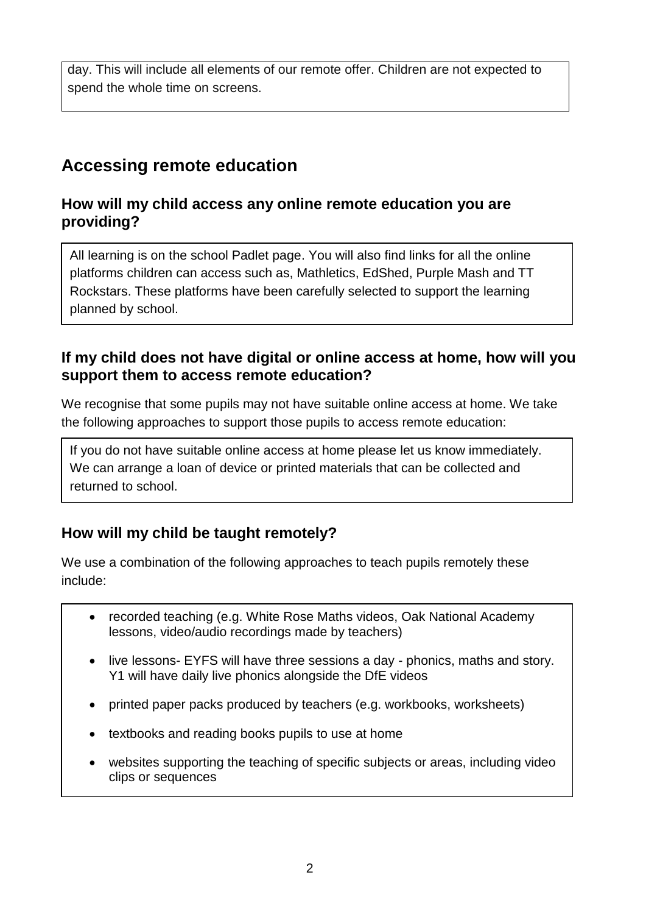day. This will include all elements of our remote offer. Children are not expected to spend the whole time on screens.

## Accessing remote education

### How will my child access any online remote education you are providing?

All learning is on the school Padlet page. You will also find links for all the online platforms children can access such as, Mathletics, EdShed, Purple Mash and TT Rockstars. These platforms have been carefully selected to support the learning planned by school.

### If my child does not have digital or online access at home, how will you support them to access remote education?

We recognise that some pupils may not have suitable online access at home. We take the following approaches to support those pupils to access remote education:

If you do not have suitable online access at home please let us know immediately. We can arrange a loan of device or printed materials that can be collected and returned to school.

### How will my child be taught remotely?

We use a combination of the following approaches to teach pupils remotely these include:

- recorded teaching (e.g. White Rose Maths videos, Oak National Academy lessons, video/audio recordings made by teachers)
- live lessons- EYFS will have three sessions a day - phonics, maths and story. Y1 will have daily live phonics alongside the DfE videos
- printed paper packs produced by teachers (e.g. workbooks, worksheets)
- textbooks and reading books pupils to use at home
- websites supporting the teaching of specific subjects or areas, including video clips or sequences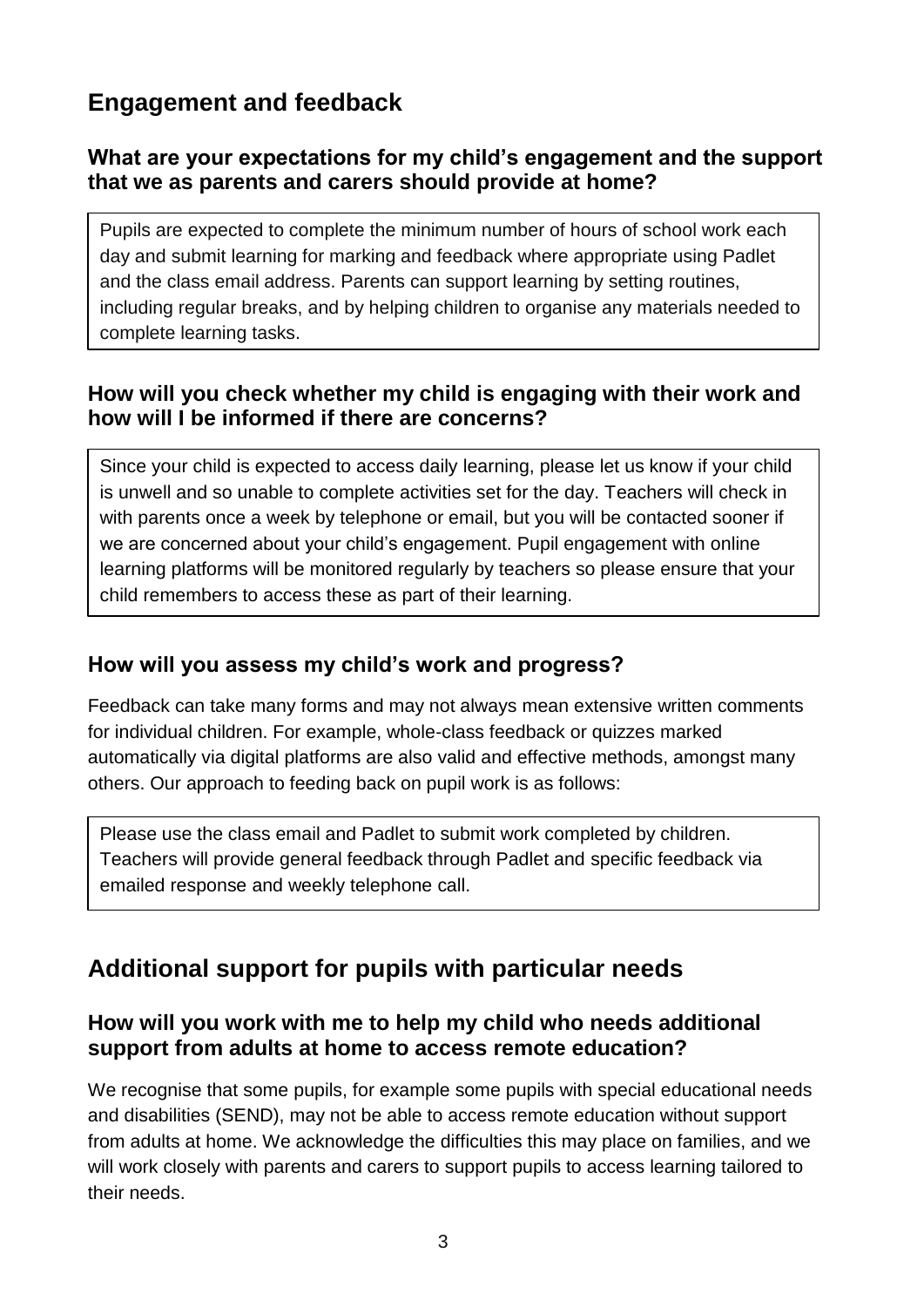## Engagement and feedback

### What are your expectations for my child's engagement and the support that we as parents and carers should provide at home?

Pupils are expected to complete the minimum number of hours of school work each day and submit learning for marking and feedback where appropriate using Padlet and the class email address. Parents can support learning by setting routines, including regular breaks, and by helping children to organise any materials needed to complete learning tasks.

### How will you check whether my child is engaging with their work and how will I be informed if there are concerns?

Since your child is expected to access daily learning, please let us know if your child is unwell and so unable to complete activities set for the day. Teachers will check in with parents once a week by telephone or email, but you will be contacted sooner if we are concerned about your child's engagement. Pupil engagement with online learning platforms will be monitored regularly by teachers so please ensure that your child remembers to access these as part of their learning.

### How will you assess my child's work and progress?

Feedback can take many forms and may not always mean extensive written comments for individual children. For example, whole-class feedback or quizzes marked automatically via digital platforms are also valid and effective methods, amongst many others. Our approach to feeding back on pupil work is as follows:

Please use the class email and Padlet to submit work completed by children. Teachers will provide general feedback through Padlet and specific feedback via emailed response and weekly telephone call.

## Additional support for pupils with particular needs

### How will you work with me to help my child who needs additional support from adults at home to access remote education?

We recognise that some pupils, for example some pupils with special educational needs and disabilities (SEND), may not be able to access remote education without support from adults at home. We acknowledge the difficulties this may place on families, and we will work closely with parents and carers to support pupils to access learning tailored to their needs.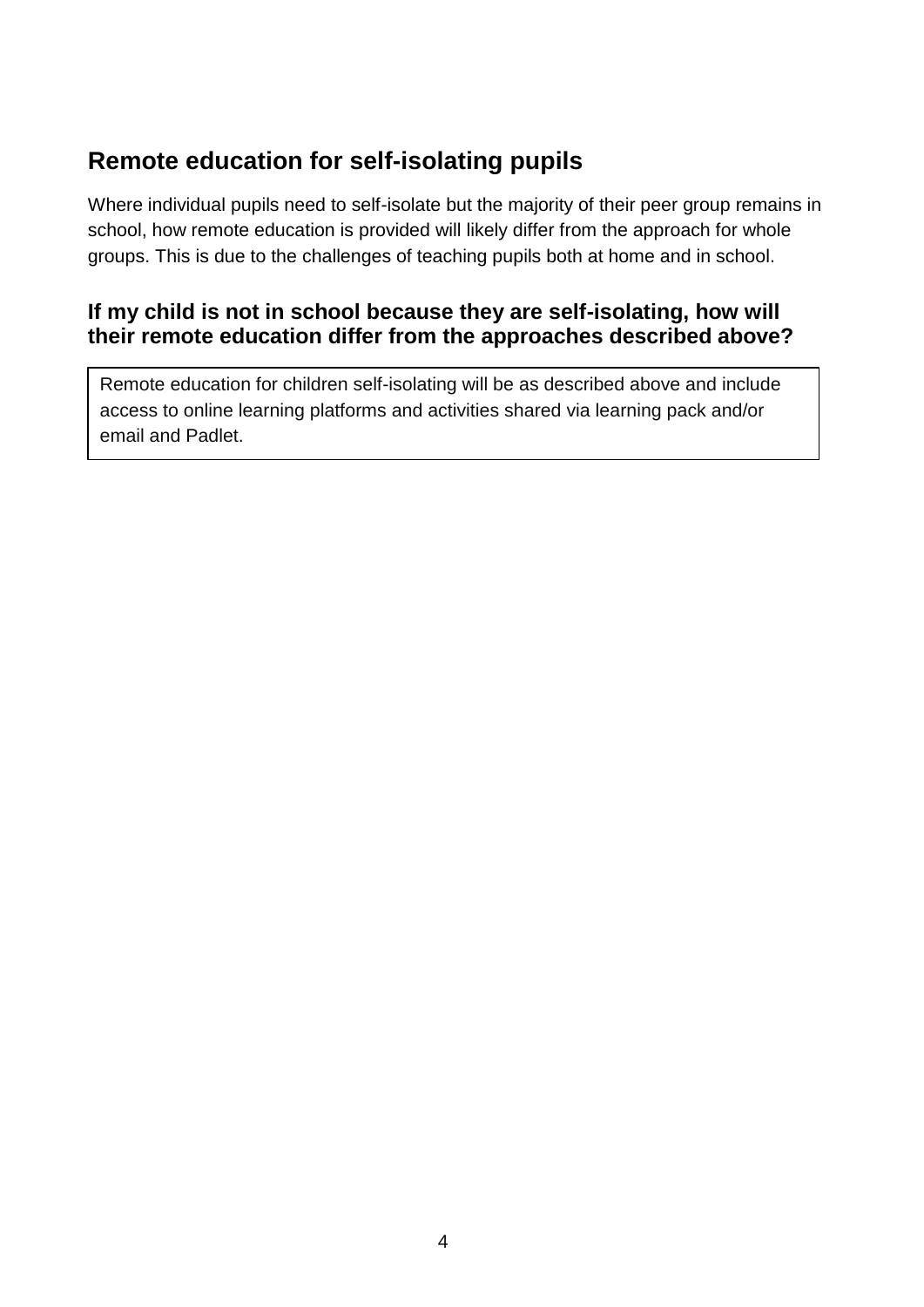## Remote education for self-isolating pupils

Where individual pupils need to self-isolate but the majority of their peer group remains in school, how remote education is provided will likely differ from the approach for whole groups. This is due to the challenges of teaching pupils both at home and in school.

### If my child is not in school because they are self-isolating, how will their remote education differ from the approaches described above?

Remote education for children self-isolating will be as described above and include access to online learning platforms and activities shared via learning pack and/or email and Padlet.